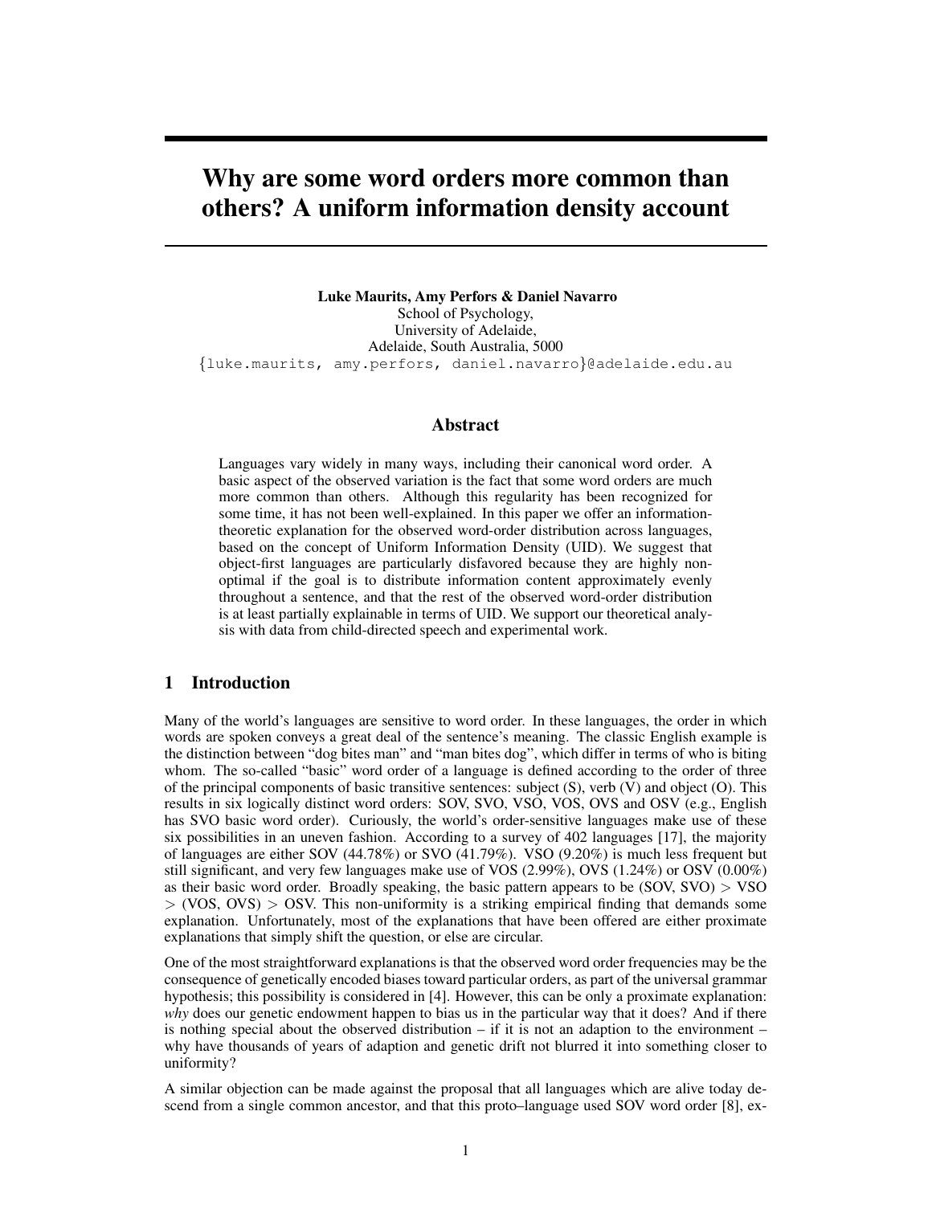# Why are some word orders more common than others? A uniform information density account

**Luke Maurits, Amy Perfors & Daniel Navarro**
School of Psychology,
University of Adelaide,
Adelaide, South Australia, 5000
{luke.maurits, amy.perfors, daniel.navarro}@adelaide.edu.au

## Abstract

Languages vary widely in many ways, including their canonical word order. A basic aspect of the observed variation is the fact that some word orders are much more common than others. Although this regularity has been recognized for some time, it has not been well-explained. In this paper we offer an information-theoretic explanation for the observed word-order distribution across languages, based on the concept of Uniform Information Density (UID). We suggest that object-first languages are particularly disfavored because they are highly non-optimal if the goal is to distribute information content approximately evenly throughout a sentence, and that the rest of the observed word-order distribution is at least partially explainable in terms of UID. We support our theoretical analysis with data from child-directed speech and experimental work.

## 1 Introduction

Many of the world's languages are sensitive to word order. In these languages, the order in which words are spoken conveys a great deal of the sentence's meaning. The classic English example is the distinction between "dog bites man" and "man bites dog", which differ in terms of who is biting whom. The so-called "basic" word order of a language is defined according to the order of three of the principal components of basic transitive sentences: subject (S), verb (V) and object (O). This results in six logically distinct word orders: SOV, SVO, VSO, VOS, OVS and OSV (e.g., English has SVO basic word order). Curiously, the world's order-sensitive languages make use of these six possibilities in an uneven fashion. According to a survey of 402 languages [17], the majority of languages are either SOV (44.78%) or SVO (41.79%). VSO (9.20%) is much less frequent but still significant, and very few languages make use of VOS (2.99%), OVS (1.24%) or OSV (0.00%) as their basic word order. Broadly speaking, the basic pattern appears to be (SOV, SVO) > VSO > (VOS, OVS) > OSV. This non-uniformity is a striking empirical finding that demands some explanation. Unfortunately, most of the explanations that have been offered are either proximate explanations that simply shift the question, or else are circular.

One of the most straightforward explanations is that the observed word order frequencies may be the consequence of genetically encoded biases toward particular orders, as part of the universal grammar hypothesis; this possibility is considered in [4]. However, this can be only a proximate explanation: *why* does our genetic endowment happen to bias us in the particular way that it does? And if there is nothing special about the observed distribution – if it is not an adaption to the environment – why have thousands of years of adaption and genetic drift not blurred it into something closer to uniformity?

A similar objection can be made against the proposal that all languages which are alive today descend from a single common ancestor, and that this proto–language used SOV word order [8], ex-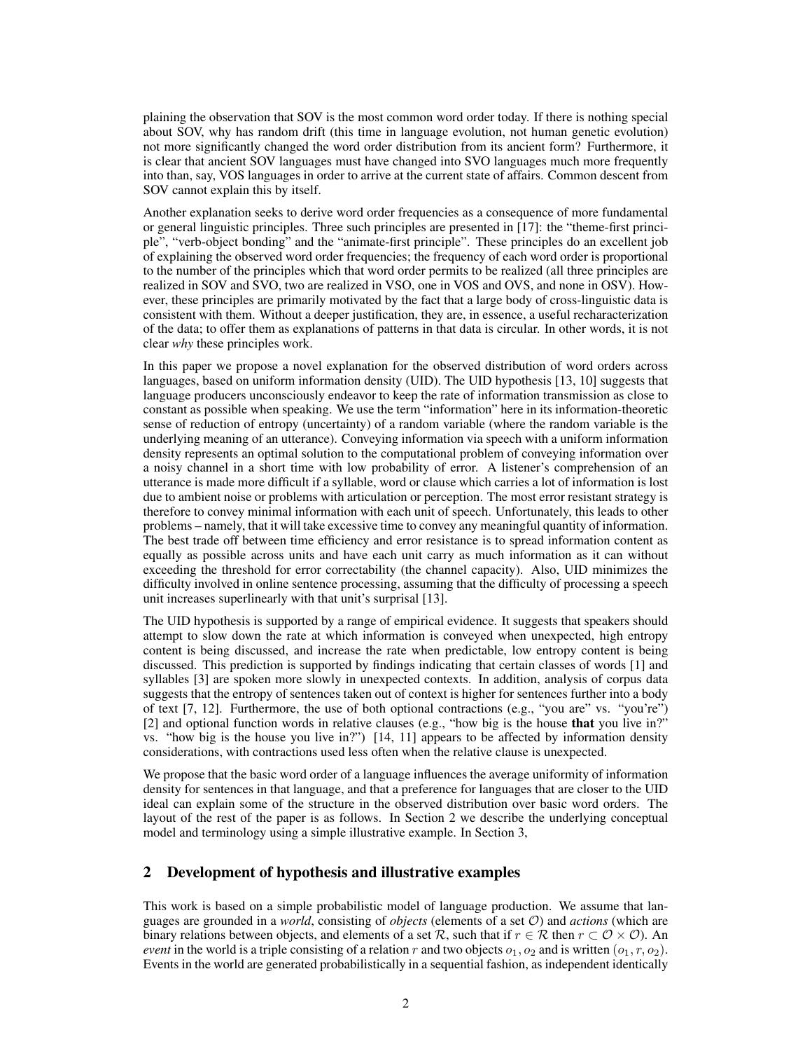plaining the observation that SOV is the most common word order today. If there is nothing special about SOV, why has random drift (this time in language evolution, not human genetic evolution) not more significantly changed the word order distribution from its ancient form? Furthermore, it is clear that ancient SOV languages must have changed into SVO languages much more frequently into than, say, VOS languages in order to arrive at the current state of affairs. Common descent from SOV cannot explain this by itself.

Another explanation seeks to derive word order frequencies as a consequence of more fundamental or general linguistic principles. Three such principles are presented in [17]: the "theme-first principle", "verb-object bonding" and the "animate-first principle". These principles do an excellent job of explaining the observed word order frequencies; the frequency of each word order is proportional to the number of the principles which that word order permits to be realized (all three principles are realized in SOV and SVO, two are realized in VSO, one in VOS and OVS, and none in OSV). However, these principles are primarily motivated by the fact that a large body of cross-linguistic data is consistent with them. Without a deeper justification, they are, in essence, a useful recharacterization of the data; to offer them as explanations of patterns in that data is circular. In other words, it is not clear *why* these principles work.

In this paper we propose a novel explanation for the observed distribution of word orders across languages, based on uniform information density (UID). The UID hypothesis [13, 10] suggests that language producers unconsciously endeavor to keep the rate of information transmission as close to constant as possible when speaking. We use the term "information" here in its information-theoretic sense of reduction of entropy (uncertainty) of a random variable (where the random variable is the underlying meaning of an utterance). Conveying information via speech with a uniform information density represents an optimal solution to the computational problem of conveying information over a noisy channel in a short time with low probability of error. A listener's comprehension of an utterance is made more difficult if a syllable, word or clause which carries a lot of information is lost due to ambient noise or problems with articulation or perception. The most error resistant strategy is therefore to convey minimal information with each unit of speech. Unfortunately, this leads to other problems – namely, that it will take excessive time to convey any meaningful quantity of information. The best trade off between time efficiency and error resistance is to spread information content as equally as possible across units and have each unit carry as much information as it can without exceeding the threshold for error correctability (the channel capacity). Also, UID minimizes the difficulty involved in online sentence processing, assuming that the difficulty of processing a speech unit increases superlinearly with that unit's surprisal [13].

The UID hypothesis is supported by a range of empirical evidence. It suggests that speakers should attempt to slow down the rate at which information is conveyed when unexpected, high entropy content is being discussed, and increase the rate when predictable, low entropy content is being discussed. This prediction is supported by findings indicating that certain classes of words [1] and syllables [3] are spoken more slowly in unexpected contexts. In addition, analysis of corpus data suggests that the entropy of sentences taken out of context is higher for sentences further into a body of text [7, 12]. Furthermore, the use of both optional contractions (e.g., "you are" vs. "you're") [2] and optional function words in relative clauses (e.g., "how big is the house **that** you live in?" vs. "how big is the house you live in?") [14, 11] appears to be affected by information density considerations, with contractions used less often when the relative clause is unexpected.

We propose that the basic word order of a language influences the average uniformity of information density for sentences in that language, and that a preference for languages that are closer to the UID ideal can explain some of the structure in the observed distribution over basic word orders. The layout of the rest of the paper is as follows. In Section 2 we describe the underlying conceptual model and terminology using a simple illustrative example. In Section 3,

## 2 Development of hypothesis and illustrative examples

This work is based on a simple probabilistic model of language production. We assume that languages are grounded in a *world*, consisting of *objects* (elements of a set $\mathcal{O}$) and *actions* (which are binary relations between objects, and elements of a set $\mathcal{R}$, such that if $r \in \mathcal{R}$ then $r \subset \mathcal{O} \times \mathcal{O}$). An *event* in the world is a triple consisting of a relation $r$ and two objects $o_1, o_2$ and is written $(o_1, r, o_2)$. Events in the world are generated probabilistically in a sequential fashion, as independent identically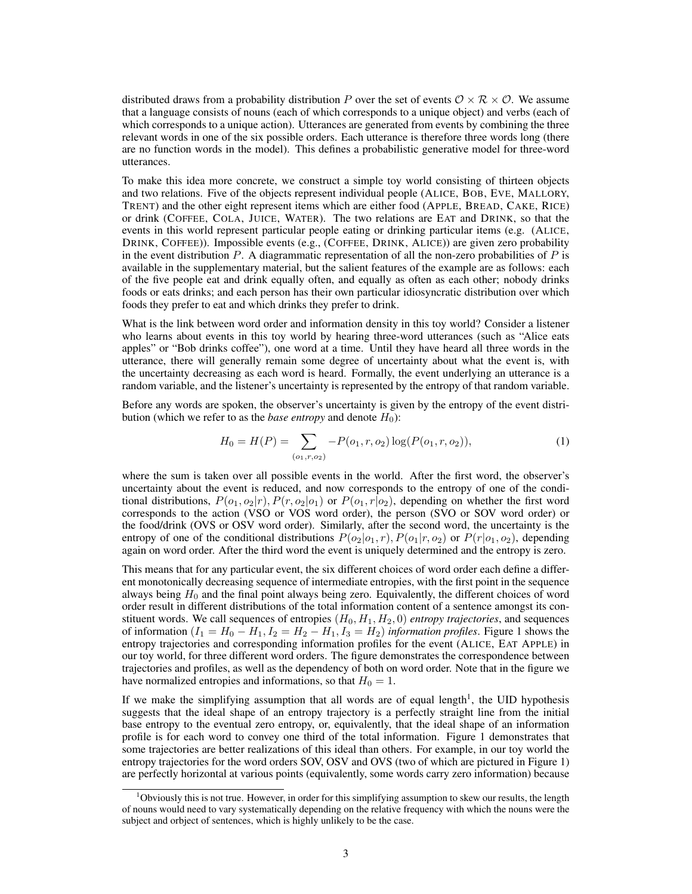distributed draws from a probability distribution $P$ over the set of events $\mathcal{O} \times \mathcal{R} \times \mathcal{O}$. We assume that a language consists of nouns (each of which corresponds to a unique object) and verbs (each of which corresponds to a unique action). Utterances are generated from events by combining the three relevant words in one of the six possible orders. Each utterance is therefore three words long (there are no function words in the model). This defines a probabilistic generative model for three-word utterances.

To make this idea more concrete, we construct a simple toy world consisting of thirteen objects and two relations. Five of the objects represent individual people (ALICE, BOB, EVE, MALLORY, TRENT) and the other eight represent items which are either food (APPLE, BREAD, CAKE, RICE) or drink (COFFEE, COLA, JUICE, WATER). The two relations are EAT and DRINK, so that the events in this world represent particular people eating or drinking particular items (e.g. (ALICE, DRINK, COFFEE)). Impossible events (e.g., (COFFEE, DRINK, ALICE)) are given zero probability in the event distribution $P$. A diagrammatic representation of all the non-zero probabilities of $P$ is available in the supplementary material, but the salient features of the example are as follows: each of the five people eat and drink equally often, and equally as often as each other; nobody drinks foods or eats drinks; and each person has their own particular idiosyncratic distribution over which foods they prefer to eat and which drinks they prefer to drink.

What is the link between word order and information density in this toy world? Consider a listener who learns about events in this toy world by hearing three-word utterances (such as "Alice eats apples" or "Bob drinks coffee"), one word at a time. Until they have heard all three words in the utterance, there will generally remain some degree of uncertainty about what the event is, with the uncertainty decreasing as each word is heard. Formally, the event underlying an utterance is a random variable, and the listener's uncertainty is represented by the entropy of that random variable.

Before any words are spoken, the observer's uncertainty is given by the entropy of the event distribution (which we refer to as the *base entropy* and denote $H_0$):

$$H_0 = H(P) = \sum_{(o_1,r,o_2)} -P(o_1, r, o_2) \log(P(o_1, r, o_2)), \tag{1}$$

where the sum is taken over all possible events in the world. After the first word, the observer's uncertainty about the event is reduced, and now corresponds to the entropy of one of the conditional distributions, $P(o_1, o_2|r)$, $P(r, o_2|o_1)$ or $P(o_1, r|o_2)$, depending on whether the first word corresponds to the action (VSO or VOS word order), the person (SVO or SOV word order) or the food/drink (OVS or OSV word order). Similarly, after the second word, the uncertainty is the entropy of one of the conditional distributions $P(o_2|o_1, r)$, $P(o_1|r, o_2)$ or $P(r|o_1, o_2)$, depending again on word order. After the third word the event is uniquely determined and the entropy is zero.

This means that for any particular event, the six different choices of word order each define a different monotonically decreasing sequence of intermediate entropies, with the first point in the sequence always being $H_0$ and the final point always being zero. Equivalently, the different choices of word order result in different distributions of the total information content of a sentence amongst its constituent words. We call sequences of entropies $(H_0, H_1, H_2, 0)$ *entropy trajectories*, and sequences of information $(I_1 = H_0 - H_1, I_2 = H_2 - H_1, I_3 = H_2)$ *information profiles*. Figure 1 shows the entropy trajectories and corresponding information profiles for the event (ALICE, EAT APPLE) in our toy world, for three different word orders. The figure demonstrates the correspondence between trajectories and profiles, as well as the dependency of both on word order. Note that in the figure we have normalized entropies and informations, so that $H_0 = 1$.

If we make the simplifying assumption that all words are of equal length[1], the UID hypothesis suggests that the ideal shape of an entropy trajectory is a perfectly straight line from the initial base entropy to the eventual zero entropy, or, equivalently, that the ideal shape of an information profile is for each word to convey one third of the total information. Figure 1 demonstrates that some trajectories are better realizations of this ideal than others. For example, in our toy world the entropy trajectories for the word orders SOV, OSV and OVS (two of which are pictured in Figure 1) are perfectly horizontal at various points (equivalently, some words carry zero information) because

[1] Obviously this is not true. However, in order for this simplifying assumption to skew our results, the length of nouns would need to vary systematically depending on the relative frequency with which the nouns were the subject and orbject of sentences, which is highly unlikely to be the case.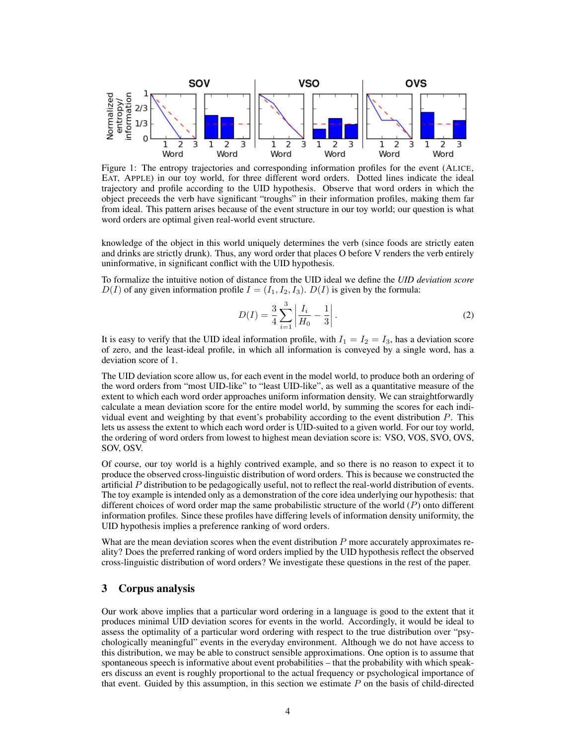Figure 1: The entropy trajectories and corresponding information profiles for the event (ALICE, EAT, APPLE) in our toy world, for three different word orders. Dotted lines indicate the ideal trajectory and profile according to the UID hypothesis. Observe that word orders in which the object preceeds the verb have significant "troughs" in their information profiles, making them far from ideal. This pattern arises because of the event structure in our toy world; our question is what word orders are optimal given real-world event structure.

knowledge of the object in this world uniquely determines the verb (since foods are strictly eaten and drinks are strictly drunk). Thus, any word order that places O before V renders the verb entirely uninformative, in significant conflict with the UID hypothesis.

To formalize the intuitive notion of distance from the UID ideal we define the *UID deviation score* $D(I)$ of any given information profile $I = (I_1, I_2, I_3)$. $D(I)$ is given by the formula:

$$D(I) = \frac{3}{4} \sum_{i=1}^{3} \left| \frac{I_i}{H_0} - \frac{1}{3} \right|. \tag{2}$$

It is easy to verify that the UID ideal information profile, with $I_1 = I_2 = I_3$, has a deviation score of zero, and the least-ideal profile, in which all information is conveyed by a single word, has a deviation score of 1.

The UID deviation score allow us, for each event in the model world, to produce both an ordering of the word orders from "most UID-like" to "least UID-like", as well as a quantitative measure of the extent to which each word order approaches uniform information density. We can straightforwardly calculate a mean deviation score for the entire model world, by summing the scores for each individual event and weighting by that event's probability according to the event distribution $P$. This lets us assess the extent to which each word order is UID-suited to a given world. For our toy world, the ordering of word orders from lowest to highest mean deviation score is: VSO, VOS, SVO, OVS, SOV, OSV.

Of course, our toy world is a highly contrived example, and so there is no reason to expect it to produce the observed cross-linguistic distribution of word orders. This is because we constructed the artificial $P$ distribution to be pedagogically useful, not to reflect the real-world distribution of events. The toy example is intended only as a demonstration of the core idea underlying our hypothesis: that different choices of word order map the same probabilistic structure of the world ($P$) onto different information profiles. Since these profiles have differing levels of information density uniformity, the UID hypothesis implies a preference ranking of word orders.

What are the mean deviation scores when the event distribution $P$ more accurately approximates reality? Does the preferred ranking of word orders implied by the UID hypothesis reflect the observed cross-linguistic distribution of word orders? We investigate these questions in the rest of the paper.

## 3 Corpus analysis

Our work above implies that a particular word ordering in a language is good to the extent that it produces minimal UID deviation scores for events in the world. Accordingly, it would be ideal to assess the optimality of a particular word ordering with respect to the true distribution over "psychologically meaningful" events in the everyday environment. Although we do not have access to this distribution, we may be able to construct sensible approximations. One option is to assume that spontaneous speech is informative about event probabilities – that the probability with which speakers discuss an event is roughly proportional to the actual frequency or psychological importance of that event. Guided by this assumption, in this section we estimate $P$ on the basis of child-directed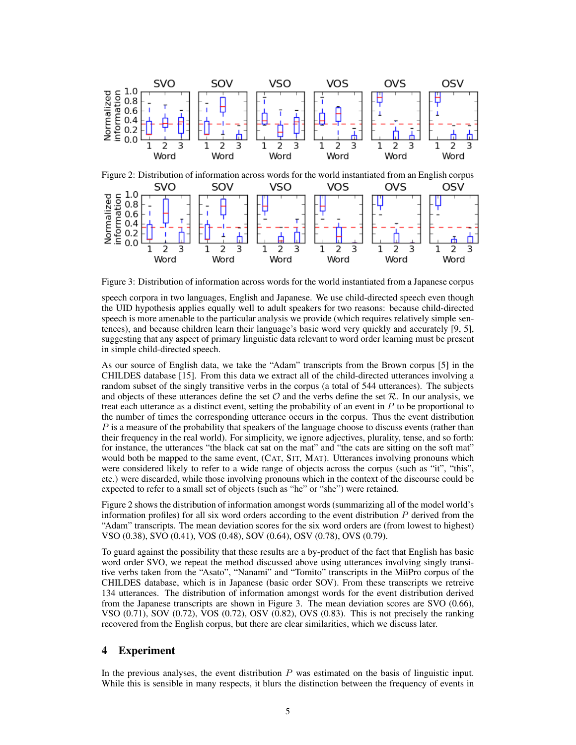Figure 2: Distribution of information across words for the world instantiated from an English corpus

Figure 3: Distribution of information across words for the world instantiated from a Japanese corpus

speech corpora in two languages, English and Japanese. We use child-directed speech even though the UID hypothesis applies equally well to adult speakers for two reasons: because child-directed speech is more amenable to the particular analysis we provide (which requires relatively simple sentences), and because children learn their language's basic word very quickly and accurately [9, 5], suggesting that any aspect of primary linguistic data relevant to word order learning must be present in simple child-directed speech.

As our source of English data, we take the "Adam" transcripts from the Brown corpus [5] in the CHILDES database [15]. From this data we extract all of the child-directed utterances involving a random subset of the singly transitive verbs in the corpus (a total of 544 utterances). The subjects and objects of these utterances define the set $\mathcal{O}$ and the verbs define the set $\mathcal{R}$. In our analysis, we treat each utterance as a distinct event, setting the probability of an event in $P$ to be proportional to the number of times the corresponding utterance occurs in the corpus. Thus the event distribution $P$ is a measure of the probability that speakers of the language choose to discuss events (rather than their frequency in the real world). For simplicity, we ignore adjectives, plurality, tense, and so forth: for instance, the utterances "the black cat sat on the mat" and "the cats are sitting on the soft mat" would both be mapped to the same event, (CAT, SIT, MAT). Utterances involving pronouns which were considered likely to refer to a wide range of objects across the corpus (such as "it", "this", etc.) were discarded, while those involving pronouns which in the context of the discourse could be expected to refer to a small set of objects (such as "he" or "she") were retained.

Figure 2 shows the distribution of information amongst words (summarizing all of the model world's information profiles) for all six word orders according to the event distribution $P$ derived from the "Adam" transcripts. The mean deviation scores for the six word orders are (from lowest to highest) VSO (0.38), SVO (0.41), VOS (0.48), SOV (0.64), OSV (0.78), OVS (0.79).

To guard against the possibility that these results are a by-product of the fact that English has basic word order SVO, we repeat the method discussed above using utterances involving singly transitive verbs taken from the "Asato", "Nanami" and "Tomito" transcripts in the MiiPro corpus of the CHILDES database, which is in Japanese (basic order SOV). From these transcripts we retreive 134 utterances. The distribution of information amongst words for the event distribution derived from the Japanese transcripts are shown in Figure 3. The mean deviation scores are SVO (0.66), VSO (0.71), SOV (0.72), VOS (0.72), OSV (0.82), OVS (0.83). This is not precisely the ranking recovered from the English corpus, but there are clear similarities, which we discuss later.

## 4 Experiment

In the previous analyses, the event distribution $P$ was estimated on the basis of linguistic input. While this is sensible in many respects, it blurs the distinction between the frequency of events in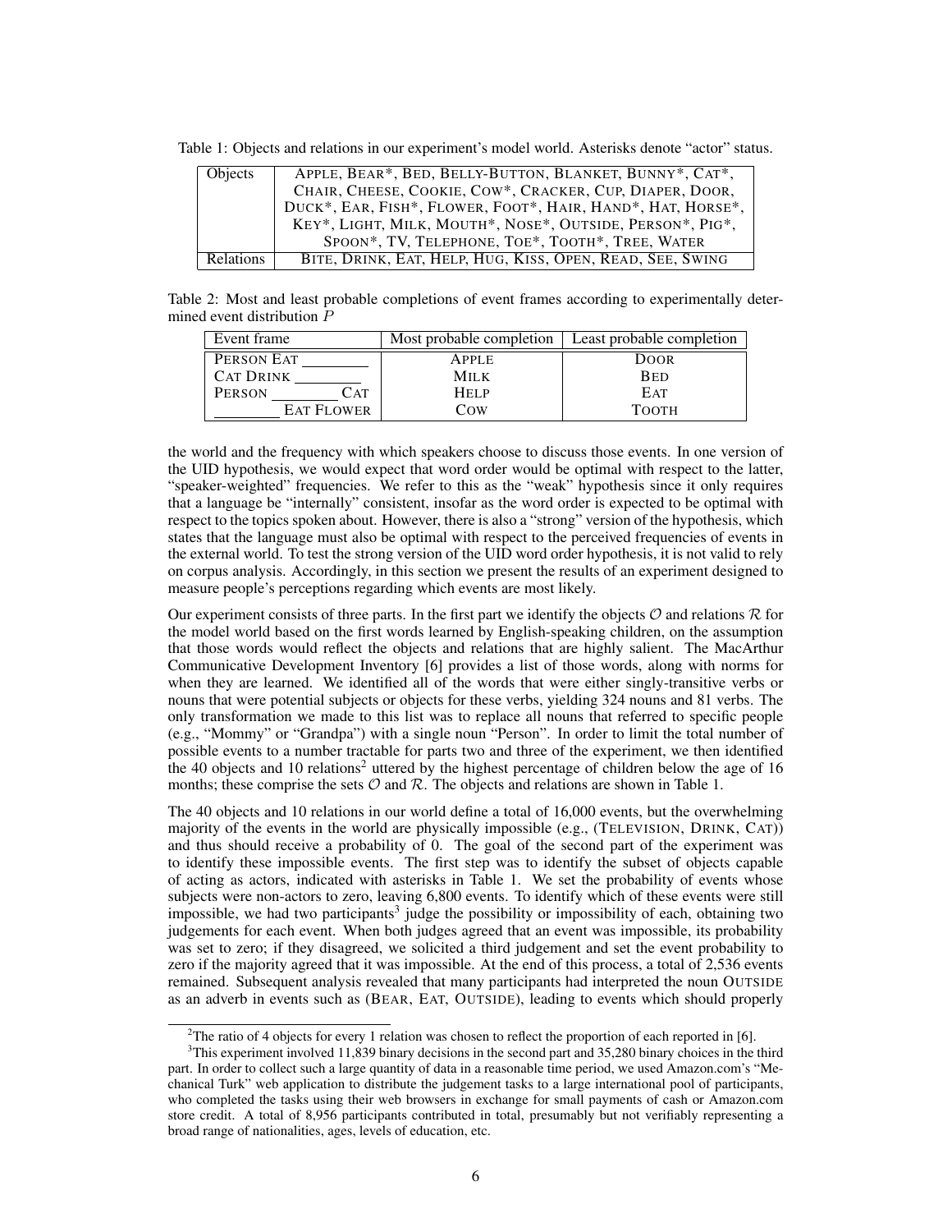Table 1: Objects and relations in our experiment's model world. Asterisks denote "actor" status.

| Objects | APPLE, BEAR*, BED, BELLY-BUTTON, BLANKET, BUNNY*, CAT*, CHAIR, CHEESE, COOKIE, COW*, CRACKER, CUP, DIAPER, DOOR, DUCK*, EAR, FISH*, FLOWER, FOOT*, HAIR, HAND*, HAT, HORSE*, KEY*, LIGHT, MILK, MOUTH*, NOSE*, OUTSIDE, PERSON*, PIG*, SPOON*, TV, TELEPHONE, TOE*, TOOTH*, TREE, WATER |
|---|---|
| Relations | BITE, DRINK, EAT, HELP, HUG, KISS, OPEN, READ, SEE, SWING |

Table 2: Most and least probable completions of event frames according to experimentally determined event distribution $P$

| Event frame | Most probable completion | Least probable completion |
|---|---|---|
| PERSON EAT ________ | APPLE | DOOR |
| CAT DRINK ________ | MILK | BED |
| PERSON ________ CAT | HELP | EAT |
| ________ EAT FLOWER | COW | TOOTH |

the world and the frequency with which speakers choose to discuss those events. In one version of the UID hypothesis, we would expect that word order would be optimal with respect to the latter, "speaker-weighted" frequencies. We refer to this as the "weak" hypothesis since it only requires that a language be "internally" consistent, insofar as the word order is expected to be optimal with respect to the topics spoken about. However, there is also a "strong" version of the hypothesis, which states that the language must also be optimal with respect to the perceived frequencies of events in the external world. To test the strong version of the UID word order hypothesis, it is not valid to rely on corpus analysis. Accordingly, in this section we present the results of an experiment designed to measure people's perceptions regarding which events are most likely.

Our experiment consists of three parts. In the first part we identify the objects $\mathcal{O}$ and relations $\mathcal{R}$ for the model world based on the first words learned by English-speaking children, on the assumption that those words would reflect the objects and relations that are highly salient. The MacArthur Communicative Development Inventory [6] provides a list of those words, along with norms for when they are learned. We identified all of the words that were either singly-transitive verbs or nouns that were potential subjects or objects for these verbs, yielding 324 nouns and 81 verbs. The only transformation we made to this list was to replace all nouns that referred to specific people (e.g., "Mommy" or "Grandpa") with a single noun "Person". In order to limit the total number of possible events to a number tractable for parts two and three of the experiment, we then identified the 40 objects and 10 relations[2] uttered by the highest percentage of children below the age of 16 months; these comprise the sets $\mathcal{O}$ and $\mathcal{R}$. The objects and relations are shown in Table 1.

The 40 objects and 10 relations in our world define a total of 16,000 events, but the overwhelming majority of the events in the world are physically impossible (e.g., (TELEVISION, DRINK, CAT)) and thus should receive a probability of 0. The goal of the second part of the experiment was to identify these impossible events. The first step was to identify the subset of objects capable of acting as actors, indicated with asterisks in Table 1. We set the probability of events whose subjects were non-actors to zero, leaving 6,800 events. To identify which of these events were still impossible, we had two participants[3] judge the possibility or impossibility of each, obtaining two judgements for each event. When both judges agreed that an event was impossible, its probability was set to zero; if they disagreed, we solicited a third judgement and set the event probability to zero if the majority agreed that it was impossible. At the end of this process, a total of 2,536 events remained. Subsequent analysis revealed that many participants had interpreted the noun OUTSIDE as an adverb in events such as (BEAR, EAT, OUTSIDE), leading to events which should properly

[2] The ratio of 4 objects for every 1 relation was chosen to reflect the proportion of each reported in [6].

[3] This experiment involved 11,839 binary decisions in the second part and 35,280 binary choices in the third part. In order to collect such a large quantity of data in a reasonable time period, we used Amazon.com's "Mechanical Turk" web application to distribute the judgement tasks to a large international pool of participants, who completed the tasks using their web browsers in exchange for small payments of cash or Amazon.com store credit. A total of 8,956 participants contributed in total, presumably but not verifiably representing a broad range of nationalities, ages, levels of education, etc.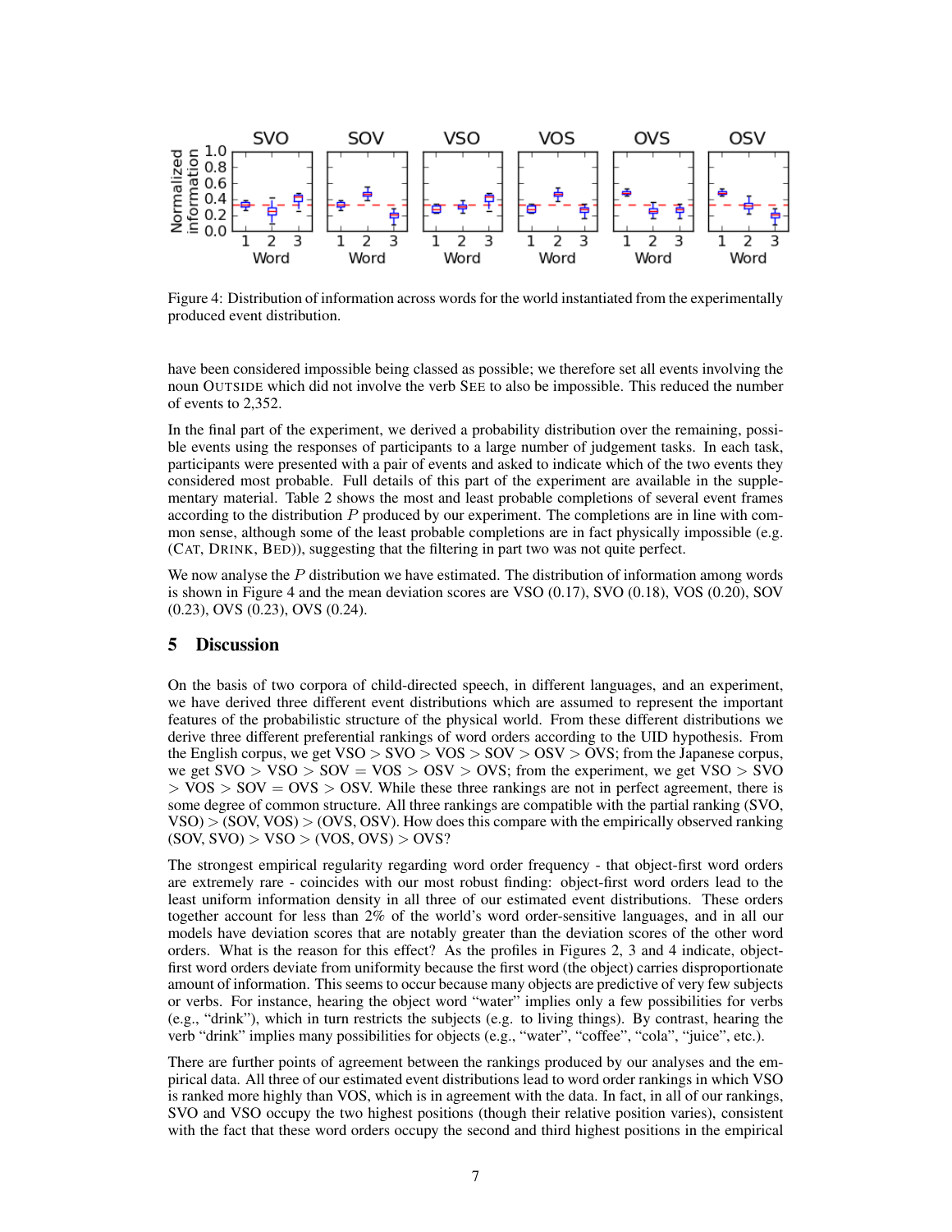Figure 4: Distribution of information across words for the world instantiated from the experimentally produced event distribution.

have been considered impossible being classed as possible; we therefore set all events involving the noun OUTSIDE which did not involve the verb SEE to also be impossible. This reduced the number of events to 2,352.

In the final part of the experiment, we derived a probability distribution over the remaining, possible events using the responses of participants to a large number of judgement tasks. In each task, participants were presented with a pair of events and asked to indicate which of the two events they considered most probable. Full details of this part of the experiment are available in the supplementary material. Table 2 shows the most and least probable completions of several event frames according to the distribution $P$ produced by our experiment. The completions are in line with common sense, although some of the least probable completions are in fact physically impossible (e.g. (CAT, DRINK, BED)), suggesting that the filtering in part two was not quite perfect.

We now analyse the $P$ distribution we have estimated. The distribution of information among words is shown in Figure 4 and the mean deviation scores are VSO (0.17), SVO (0.18), VOS (0.20), SOV (0.23), OVS (0.23), OVS (0.24).

## 5 Discussion

On the basis of two corpora of child-directed speech, in different languages, and an experiment, we have derived three different event distributions which are assumed to represent the important features of the probabilistic structure of the physical world. From these different distributions we derive three different preferential rankings of word orders according to the UID hypothesis. From the English corpus, we get VSO > SVO > VOS > SOV > OSV > OVS; from the Japanese corpus, we get SVO > VSO > SOV = VOS > OSV > OVS; from the experiment, we get VSO > SVO > VOS > SOV = OVS > OSV. While these three rankings are not in perfect agreement, there is some degree of common structure. All three rankings are compatible with the partial ranking (SVO, VSO) > (SOV, VOS) > (OVS, OSV). How does this compare with the empirically observed ranking (SOV, SVO) > VSO > (VOS, OVS) > OVS?

The strongest empirical regularity regarding word order frequency - that object-first word orders are extremely rare - coincides with our most robust finding: object-first word orders lead to the least uniform information density in all three of our estimated event distributions. These orders together account for less than 2% of the world's word order-sensitive languages, and in all our models have deviation scores that are notably greater than the deviation scores of the other word orders. What is the reason for this effect? As the profiles in Figures 2, 3 and 4 indicate, object-first word orders deviate from uniformity because the first word (the object) carries disproportionate amount of information. This seems to occur because many objects are predictive of very few subjects or verbs. For instance, hearing the object word "water" implies only a few possibilities for verbs (e.g., "drink"), which in turn restricts the subjects (e.g. to living things). By contrast, hearing the verb "drink" implies many possibilities for objects (e.g., "water", "coffee", "cola", "juice", etc.).

There are further points of agreement between the rankings produced by our analyses and the empirical data. All three of our estimated event distributions lead to word order rankings in which VSO is ranked more highly than VOS, which is in agreement with the data. In fact, in all of our rankings, SVO and VSO occupy the two highest positions (though their relative position varies), consistent with the fact that these word orders occupy the second and third highest positions in the empirical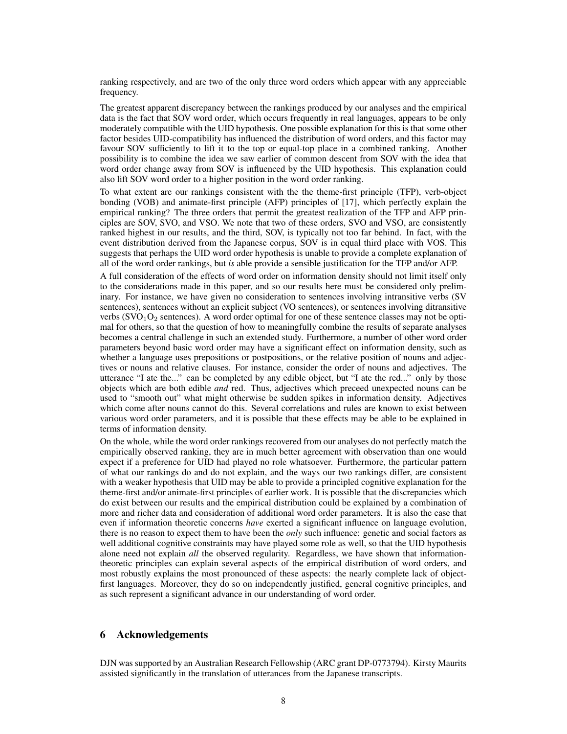ranking respectively, and are two of the only three word orders which appear with any appreciable frequency.

The greatest apparent discrepancy between the rankings produced by our analyses and the empirical data is the fact that SOV word order, which occurs frequently in real languages, appears to be only moderately compatible with the UID hypothesis. One possible explanation for this is that some other factor besides UID-compatibility has influenced the distribution of word orders, and this factor may favour SOV sufficiently to lift it to the top or equal-top place in a combined ranking. Another possibility is to combine the idea we saw earlier of common descent from SOV with the idea that word order change away from SOV is influenced by the UID hypothesis. This explanation could also lift SOV word order to a higher position in the word order ranking.

To what extent are our rankings consistent with the the theme-first principle (TFP), verb-object bonding (VOB) and animate-first principle (AFP) principles of [17], which perfectly explain the empirical ranking? The three orders that permit the greatest realization of the TFP and AFP principles are SOV, SVO, and VSO. We note that two of these orders, SVO and VSO, are consistently ranked highest in our results, and the third, SOV, is typically not too far behind. In fact, with the event distribution derived from the Japanese corpus, SOV is in equal third place with VOS. This suggests that perhaps the UID word order hypothesis is unable to provide a complete explanation of all of the word order rankings, but *is* able provide a sensible justification for the TFP and/or AFP.

A full consideration of the effects of word order on information density should not limit itself only to the considerations made in this paper, and so our results here must be considered only preliminary. For instance, we have given no consideration to sentences involving intransitive verbs (SV sentences), sentences without an explicit subject (VO sentences), or sentences involving ditransitive verbs ($SVO_1O_2$ sentences). A word order optimal for one of these sentence classes may not be optimal for others, so that the question of how to meaningfully combine the results of separate analyses becomes a central challenge in such an extended study. Furthermore, a number of other word order parameters beyond basic word order may have a significant effect on information density, such as whether a language uses prepositions or postpositions, or the relative position of nouns and adjectives or nouns and relative clauses. For instance, consider the order of nouns and adjectives. The utterance "I ate the..." can be completed by any edible object, but "I ate the red..." only by those objects which are both edible *and* red. Thus, adjectives which preceed unexpected nouns can be used to "smooth out" what might otherwise be sudden spikes in information density. Adjectives which come after nouns cannot do this. Several correlations and rules are known to exist between various word order parameters, and it is possible that these effects may be able to be explained in terms of information density.

On the whole, while the word order rankings recovered from our analyses do not perfectly match the empirically observed ranking, they are in much better agreement with observation than one would expect if a preference for UID had played no role whatsoever. Furthermore, the particular pattern of what our rankings do and do not explain, and the ways our two rankings differ, are consistent with a weaker hypothesis that UID may be able to provide a principled cognitive explanation for the theme-first and/or animate-first principles of earlier work. It is possible that the discrepancies which do exist between our results and the empirical distribution could be explained by a combination of more and richer data and consideration of additional word order parameters. It is also the case that even if information theoretic concerns *have* exerted a significant influence on language evolution, there is no reason to expect them to have been the *only* such influence: genetic and social factors as well additional cognitive constraints may have played some role as well, so that the UID hypothesis alone need not explain *all* the observed regularity. Regardless, we have shown that information-theoretic principles can explain several aspects of the empirical distribution of word orders, and most robustly explains the most pronounced of these aspects: the nearly complete lack of object-first languages. Moreover, they do so on independently justified, general cognitive principles, and as such represent a significant advance in our understanding of word order.

## 6 Acknowledgements

DJN was supported by an Australian Research Fellowship (ARC grant DP-0773794). Kirsty Maurits assisted significantly in the translation of utterances from the Japanese transcripts.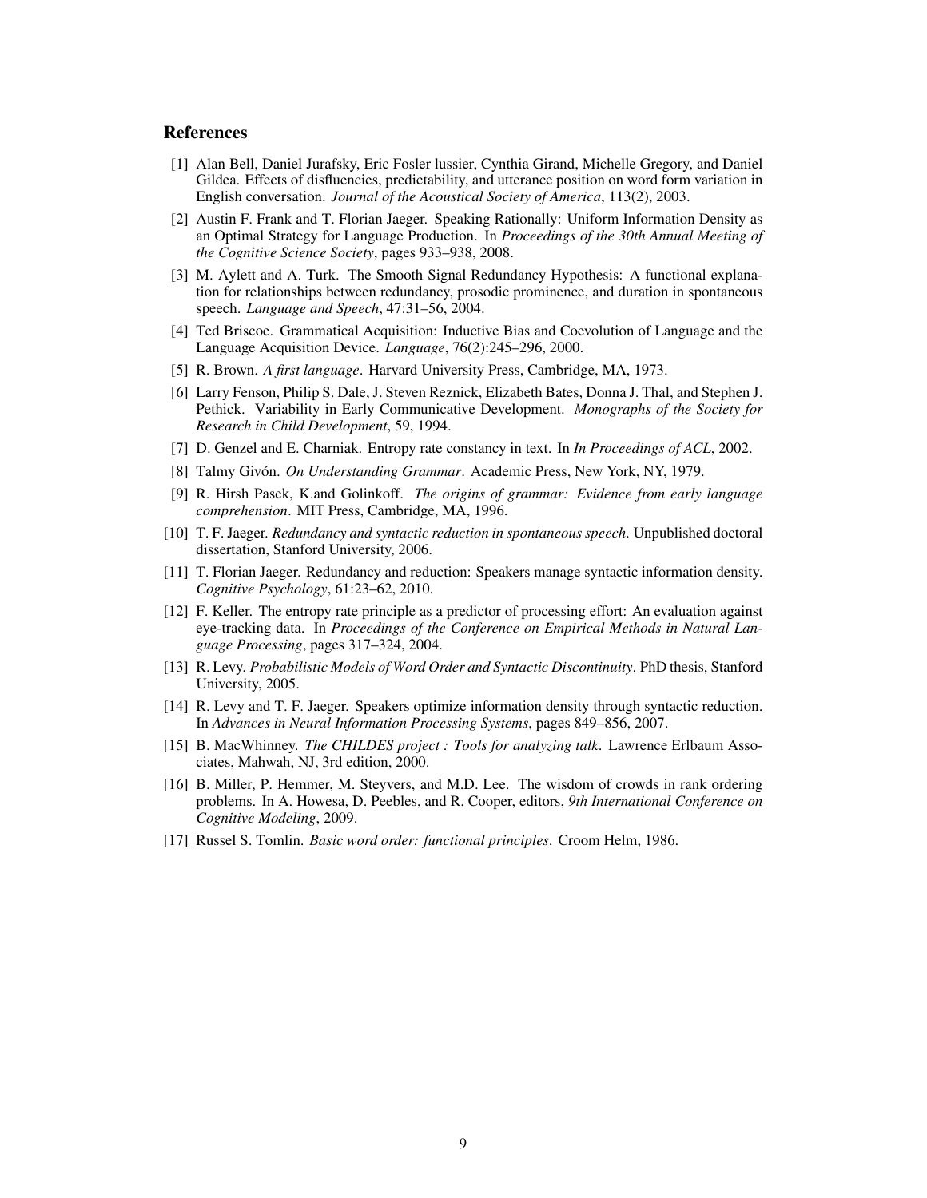## References

[1] Alan Bell, Daniel Jurafsky, Eric Fosler lussier, Cynthia Girand, Michelle Gregory, and Daniel Gildea. Effects of disfluencies, predictability, and utterance position on word form variation in English conversation. *Journal of the Acoustical Society of America*, 113(2), 2003.

[2] Austin F. Frank and T. Florian Jaeger. Speaking Rationally: Uniform Information Density as an Optimal Strategy for Language Production. In *Proceedings of the 30th Annual Meeting of the Cognitive Science Society*, pages 933–938, 2008.

[3] M. Aylett and A. Turk. The Smooth Signal Redundancy Hypothesis: A functional explanation for relationships between redundancy, prosodic prominence, and duration in spontaneous speech. *Language and Speech*, 47:31–56, 2004.

[4] Ted Briscoe. Grammatical Acquisition: Inductive Bias and Coevolution of Language and the Language Acquisition Device. *Language*, 76(2):245–296, 2000.

[5] R. Brown. *A first language*. Harvard University Press, Cambridge, MA, 1973.

[6] Larry Fenson, Philip S. Dale, J. Steven Reznick, Elizabeth Bates, Donna J. Thal, and Stephen J. Pethick. Variability in Early Communicative Development. *Monographs of the Society for Research in Child Development*, 59, 1994.

[7] D. Genzel and E. Charniak. Entropy rate constancy in text. In *In Proceedings of ACL*, 2002.

[8] Talmy Givón. *On Understanding Grammar*. Academic Press, New York, NY, 1979.

[9] R. Hirsh Pasek, K.and Golinkoff. *The origins of grammar: Evidence from early language comprehension*. MIT Press, Cambridge, MA, 1996.

[10] T. F. Jaeger. *Redundancy and syntactic reduction in spontaneous speech*. Unpublished doctoral dissertation, Stanford University, 2006.

[11] T. Florian Jaeger. Redundancy and reduction: Speakers manage syntactic information density. *Cognitive Psychology*, 61:23–62, 2010.

[12] F. Keller. The entropy rate principle as a predictor of processing effort: An evaluation against eye-tracking data. In *Proceedings of the Conference on Empirical Methods in Natural Language Processing*, pages 317–324, 2004.

[13] R. Levy. *Probabilistic Models of Word Order and Syntactic Discontinuity*. PhD thesis, Stanford University, 2005.

[14] R. Levy and T. F. Jaeger. Speakers optimize information density through syntactic reduction. In *Advances in Neural Information Processing Systems*, pages 849–856, 2007.

[15] B. MacWhinney. *The CHILDES project : Tools for analyzing talk*. Lawrence Erlbaum Associates, Mahwah, NJ, 3rd edition, 2000.

[16] B. Miller, P. Hemmer, M. Steyvers, and M.D. Lee. The wisdom of crowds in rank ordering problems. In A. Howesa, D. Peebles, and R. Cooper, editors, *9th International Conference on Cognitive Modeling*, 2009.

[17] Russel S. Tomlin. *Basic word order: functional principles*. Croom Helm, 1986.